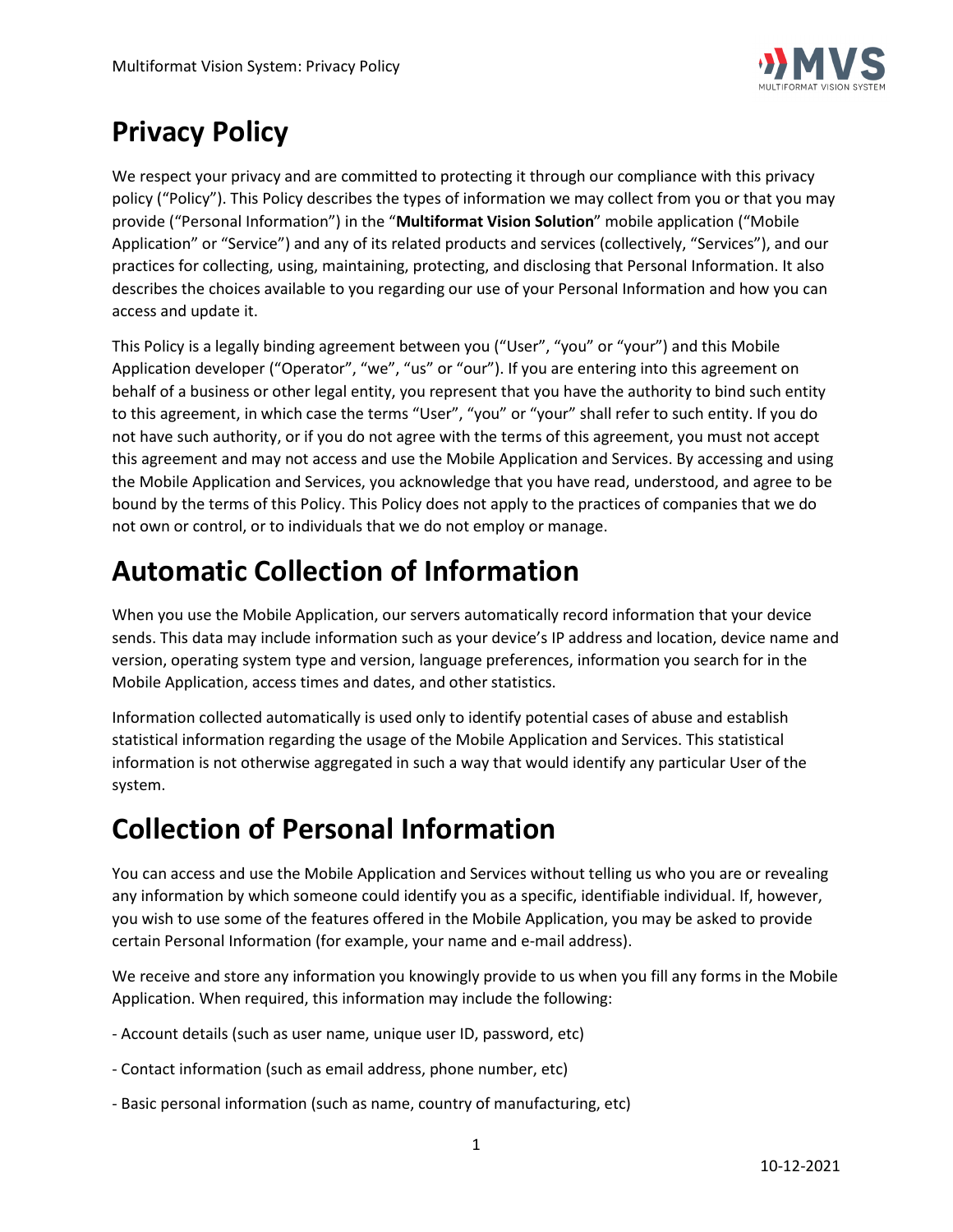# Privacy Policy

We respect your privacy and are committed to protecting it through our compliance with this privacy policy ("Policy"). This Policy describes the types of information we may collect from you or that you may provide ("Personal Information") in the "**Multiformat Vision Solution**" mobile application ("Mobile Application" or "Service") and any of its related products and services (collectively, "Services"), and our practices for collecting, using, maintaining, protecting, and disclosing that Personal Information. It also describes the choices available to you regarding our use of your Personal Information and how you can access and update it.

This Policy is a legally binding agreement between you ("User", "you" or "your") and this Mobile Application developer ("Operator", "we", "us" or "our"). If you are entering into this agreement on behalf of a business or other legal entity, you represent that you have the authority to bind such entity to this agreement, in which case the terms "User", "you" or "your" shall refer to such entity. If you do not have such authority, or if you do not agree with the terms of this agreement, you must not accept this agreement and may not access and use the Mobile Application and Services. By accessing and using the Mobile Application and Services, you acknowledge that you have read, understood, and agree to be bound by the terms of this Policy. This Policy does not apply to the practices of companies that we do not own or control, or to individuals that we do not employ or manage.

# Automatic Collection of Information

When you use the Mobile Application, our servers automatically record information that your device sends. This data may include information such as your device's IP address and location, device name and version, operating system type and version, language preferences, information you search for in the Mobile Application, access times and dates, and other statistics.

Information collected automatically is used only to identify potential cases of abuse and establish statistical information regarding the usage of the Mobile Application and Services. This statistical information is not otherwise aggregated in such a way that would identify any particular User of the system.

# Collection of Personal Information

You can access and use the Mobile Application and Services without telling us who you are or revealing any information by which someone could identify you as a specific, identifiable individual. If, however, you wish to use some of the features offered in the Mobile Application, you may be asked to provide certain Personal Information (for example, your name and e-mail address).

We receive and store any information you knowingly provide to us when you fill any forms in the Mobile Application. When required, this information may include the following:

- Account details (such as user name, unique user ID, password, etc)

- Contact information (such as email address, phone number, etc)

- Basic personal information (such as name, country of manufacturing, etc)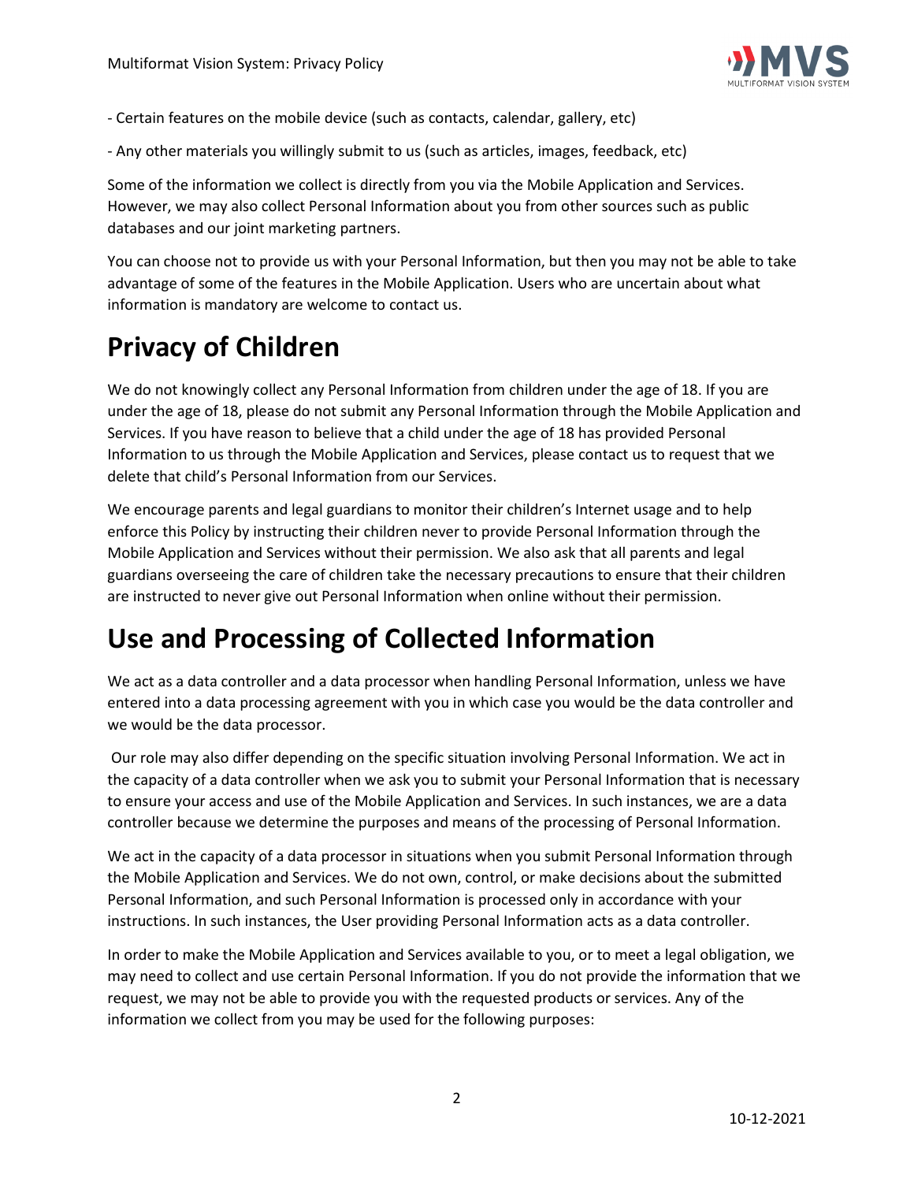- Certain features on the mobile device (such as contacts, calendar, gallery, etc)

- Any other materials you willingly submit to us (such as articles, images, feedback, etc)

Some of the information we collect is directly from you via the Mobile Application and Services. However, we may also collect Personal Information about you from other sources such as public databases and our joint marketing partners.

You can choose not to provide us with your Personal Information, but then you may not be able to take advantage of some of the features in the Mobile Application. Users who are uncertain about what information is mandatory are welcome to contact us.

# Privacy of Children

We do not knowingly collect any Personal Information from children under the age of 18. If you are under the age of 18, please do not submit any Personal Information through the Mobile Application and Services. If you have reason to believe that a child under the age of 18 has provided Personal Information to us through the Mobile Application and Services, please contact us to request that we delete that child's Personal Information from our Services.

We encourage parents and legal guardians to monitor their children's Internet usage and to help enforce this Policy by instructing their children never to provide Personal Information through the Mobile Application and Services without their permission. We also ask that all parents and legal guardians overseeing the care of children take the necessary precautions to ensure that their children are instructed to never give out Personal Information when online without their permission.

# Use and Processing of Collected Information

We act as a data controller and a data processor when handling Personal Information, unless we have entered into a data processing agreement with you in which case you would be the data controller and we would be the data processor.

Our role may also differ depending on the specific situation involving Personal Information. We act in the capacity of a data controller when we ask you to submit your Personal Information that is necessary to ensure your access and use of the Mobile Application and Services. In such instances, we are a data controller because we determine the purposes and means of the processing of Personal Information.

We act in the capacity of a data processor in situations when you submit Personal Information through the Mobile Application and Services. We do not own, control, or make decisions about the submitted Personal Information, and such Personal Information is processed only in accordance with your instructions. In such instances, the User providing Personal Information acts as a data controller.

In order to make the Mobile Application and Services available to you, or to meet a legal obligation, we may need to collect and use certain Personal Information. If you do not provide the information that we request, we may not be able to provide you with the requested products or services. Any of the information we collect from you may be used for the following purposes: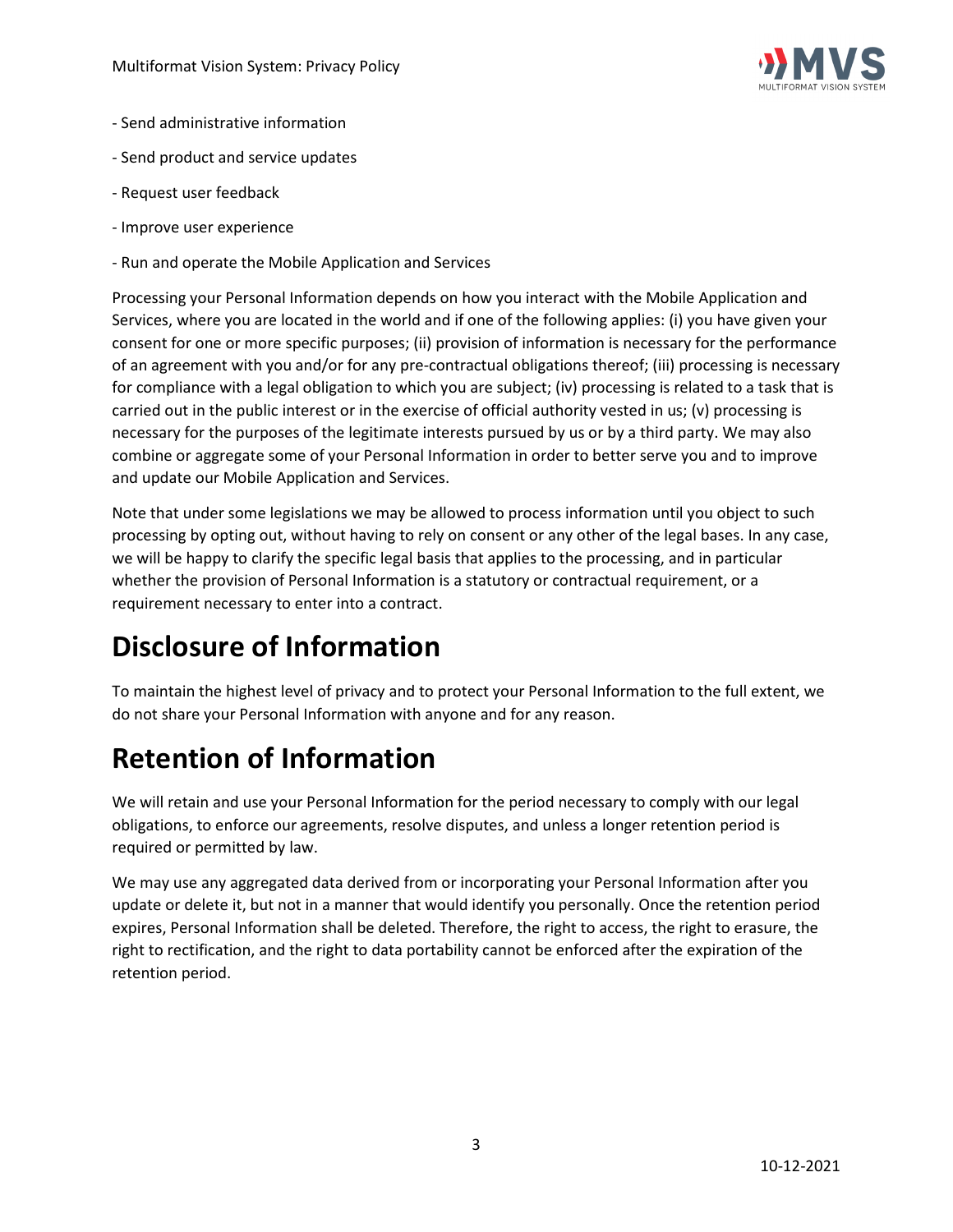- Send administrative information
- Send product and service updates
- Request user feedback
- Improve user experience
- Run and operate the Mobile Application and Services

Processing your Personal Information depends on how you interact with the Mobile Application and Services, where you are located in the world and if one of the following applies: (i) you have given your consent for one or more specific purposes; (ii) provision of information is necessary for the performance of an agreement with you and/or for any pre-contractual obligations thereof; (iii) processing is necessary for compliance with a legal obligation to which you are subject; (iv) processing is related to a task that is carried out in the public interest or in the exercise of official authority vested in us; (v) processing is necessary for the purposes of the legitimate interests pursued by us or by a third party. We may also combine or aggregate some of your Personal Information in order to better serve you and to improve and update our Mobile Application and Services.

Note that under some legislations we may be allowed to process information until you object to such processing by opting out, without having to rely on consent or any other of the legal bases. In any case, we will be happy to clarify the specific legal basis that applies to the processing, and in particular whether the provision of Personal Information is a statutory or contractual requirement, or a requirement necessary to enter into a contract.

# Disclosure of Information

To maintain the highest level of privacy and to protect your Personal Information to the full extent, we do not share your Personal Information with anyone and for any reason.

# Retention of Information

We will retain and use your Personal Information for the period necessary to comply with our legal obligations, to enforce our agreements, resolve disputes, and unless a longer retention period is required or permitted by law.

We may use any aggregated data derived from or incorporating your Personal Information after you update or delete it, but not in a manner that would identify you personally. Once the retention period expires, Personal Information shall be deleted. Therefore, the right to access, the right to erasure, the right to rectification, and the right to data portability cannot be enforced after the expiration of the retention period.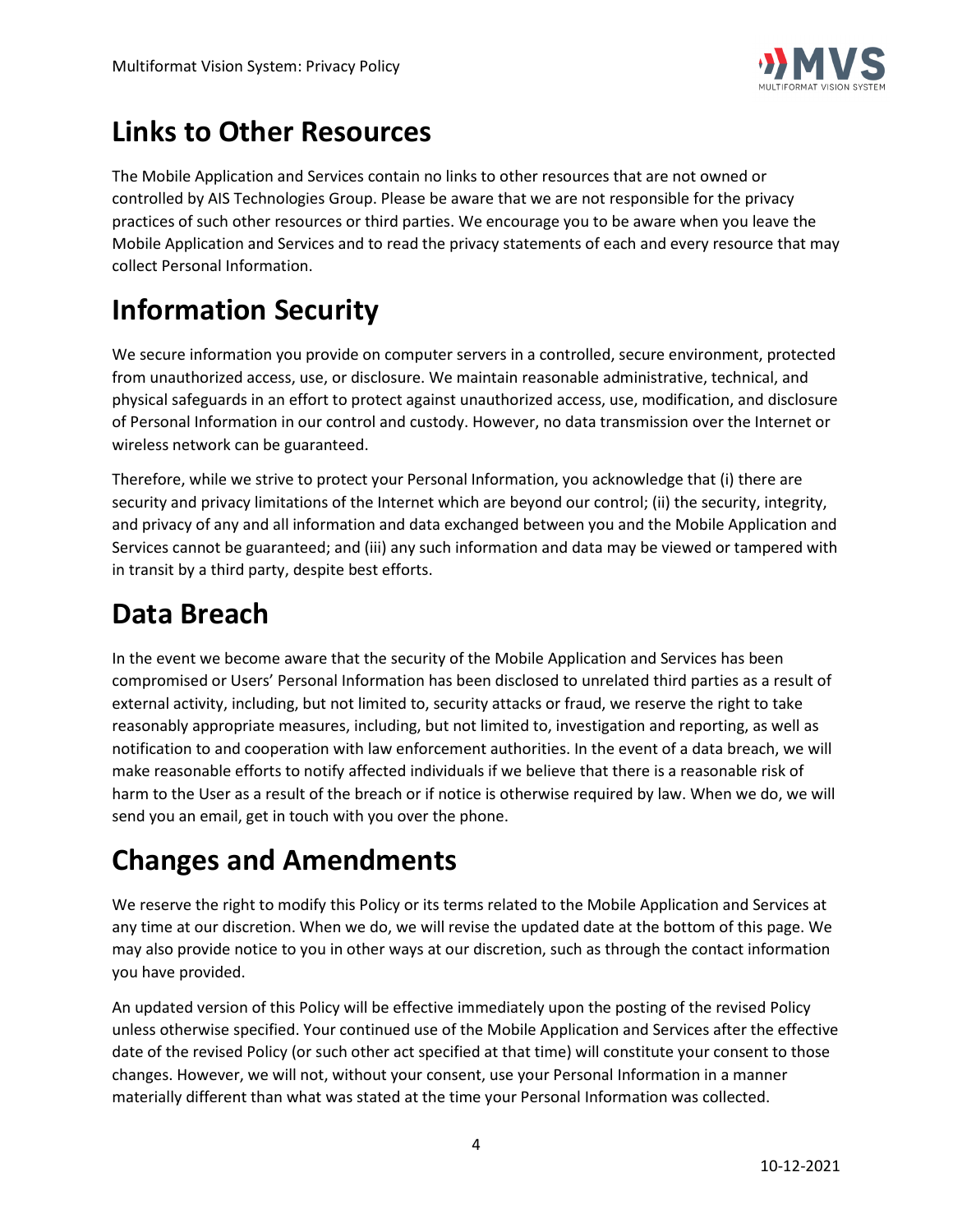# Links to Other Resources

The Mobile Application and Services contain no links to other resources that are not owned or controlled by AIS Technologies Group. Please be aware that we are not responsible for the privacy practices of such other resources or third parties. We encourage you to be aware when you leave the Mobile Application and Services and to read the privacy statements of each and every resource that may collect Personal Information.

# Information Security

We secure information you provide on computer servers in a controlled, secure environment, protected from unauthorized access, use, or disclosure. We maintain reasonable administrative, technical, and physical safeguards in an effort to protect against unauthorized access, use, modification, and disclosure of Personal Information in our control and custody. However, no data transmission over the Internet or wireless network can be guaranteed.

Therefore, while we strive to protect your Personal Information, you acknowledge that (i) there are security and privacy limitations of the Internet which are beyond our control; (ii) the security, integrity, and privacy of any and all information and data exchanged between you and the Mobile Application and Services cannot be guaranteed; and (iii) any such information and data may be viewed or tampered with in transit by a third party, despite best efforts.

# Data Breach

In the event we become aware that the security of the Mobile Application and Services has been compromised or Users' Personal Information has been disclosed to unrelated third parties as a result of external activity, including, but not limited to, security attacks or fraud, we reserve the right to take reasonably appropriate measures, including, but not limited to, investigation and reporting, as well as notification to and cooperation with law enforcement authorities. In the event of a data breach, we will make reasonable efforts to notify affected individuals if we believe that there is a reasonable risk of harm to the User as a result of the breach or if notice is otherwise required by law. When we do, we will send you an email, get in touch with you over the phone.

# Changes and Amendments

We reserve the right to modify this Policy or its terms related to the Mobile Application and Services at any time at our discretion. When we do, we will revise the updated date at the bottom of this page. We may also provide notice to you in other ways at our discretion, such as through the contact information you have provided.

An updated version of this Policy will be effective immediately upon the posting of the revised Policy unless otherwise specified. Your continued use of the Mobile Application and Services after the effective date of the revised Policy (or such other act specified at that time) will constitute your consent to those changes. However, we will not, without your consent, use your Personal Information in a manner materially different than what was stated at the time your Personal Information was collected.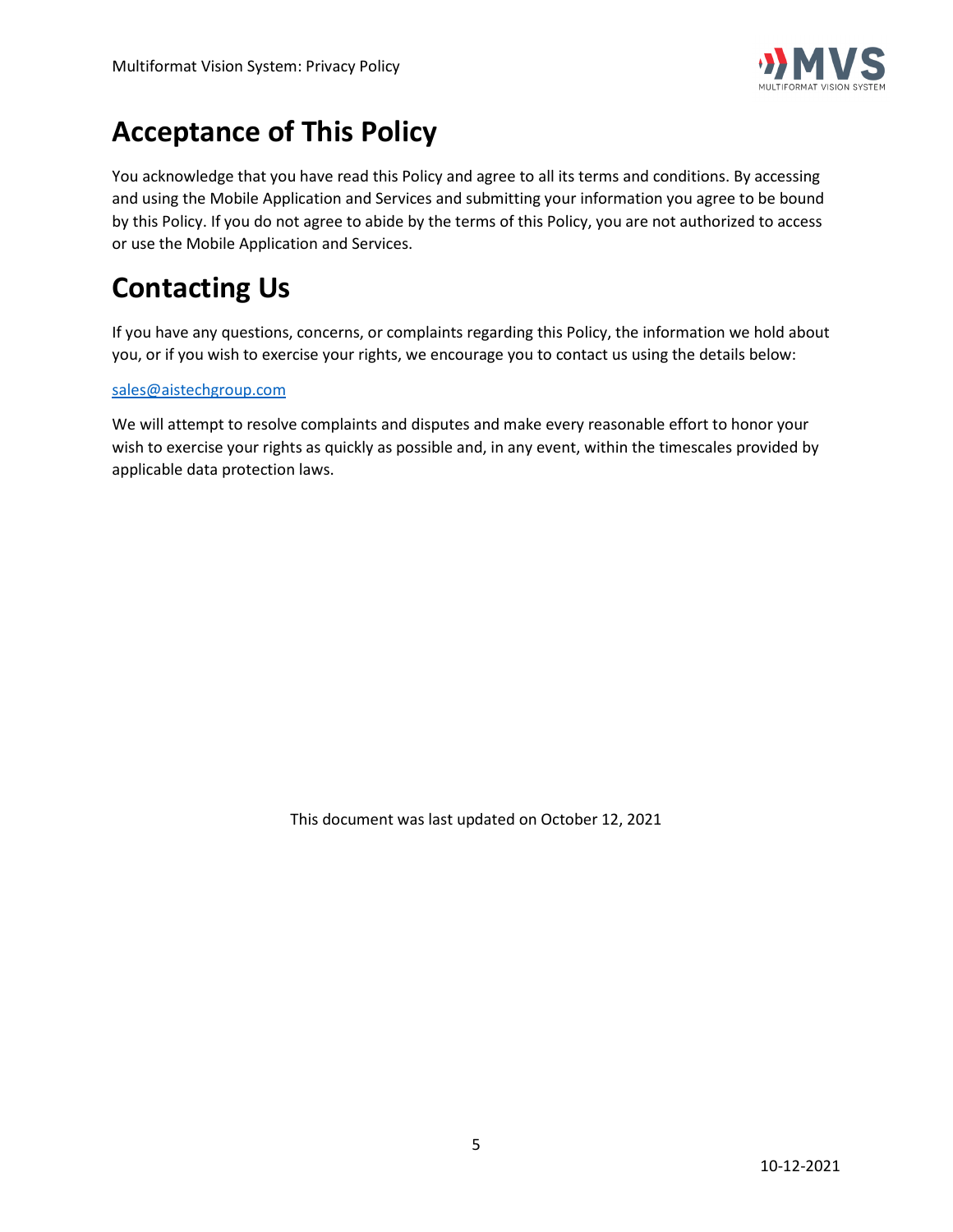# Acceptance of This Policy

You acknowledge that you have read this Policy and agree to all its terms and conditions. By accessing and using the Mobile Application and Services and submitting your information you agree to be bound by this Policy. If you do not agree to abide by the terms of this Policy, you are not authorized to access or use the Mobile Application and Services.

# Contacting Us

If you have any questions, concerns, or complaints regarding this Policy, the information we hold about you, or if you wish to exercise your rights, we encourage you to contact us using the details below:

sales@aistechgroup.com

We will attempt to resolve complaints and disputes and make every reasonable effort to honor your wish to exercise your rights as quickly as possible and, in any event, within the timescales provided by applicable data protection laws.

This document was last updated on October 12, 2021